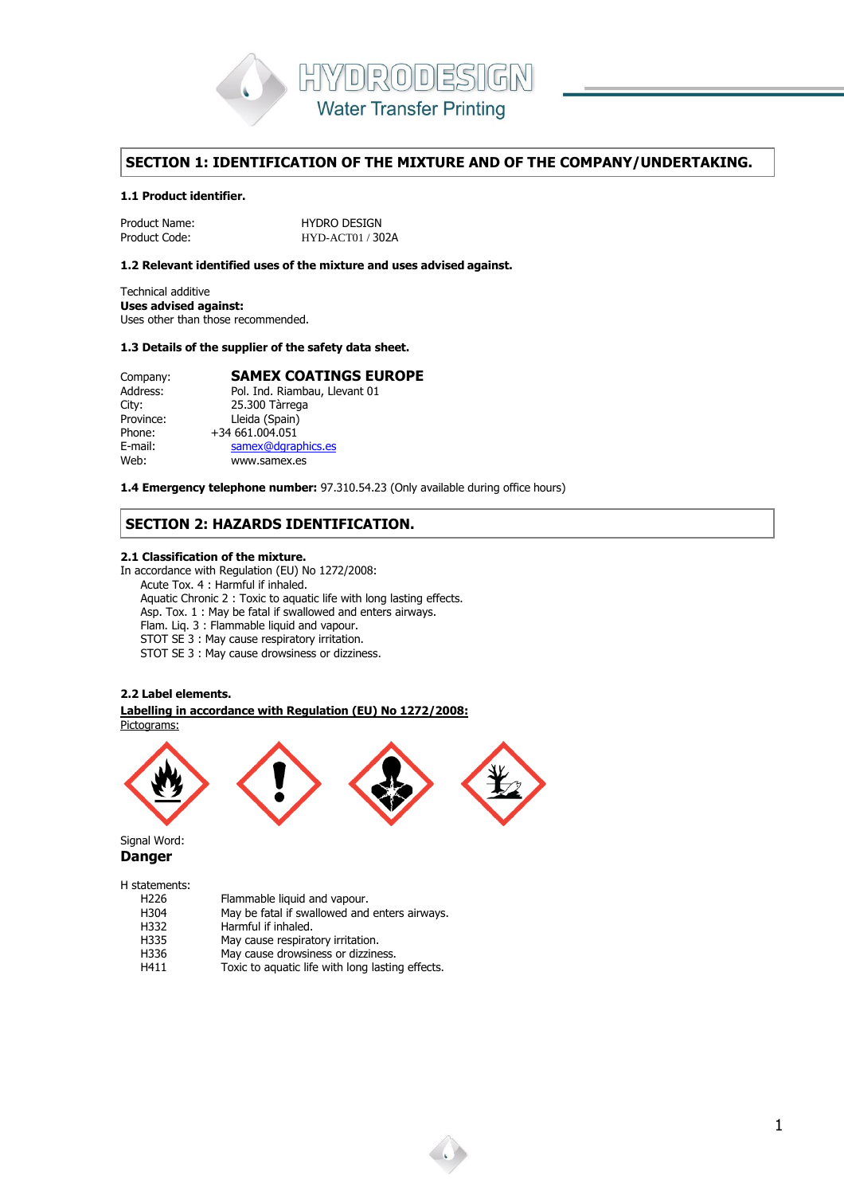HYDRODESIGN
Water Transfer Printing

## SECTION 1: IDENTIFICATION OF THE MIXTURE AND OF THE COMPANY/UNDERTAKING.

### 1.1 Product identifier.

Product Name: HYDRO DESIGN
Product Code: HYD-ACT01 / 302A

### 1.2 Relevant identified uses of the mixture and uses advised against.

Technical additive
**Uses advised against:**
Uses other than those recommended.

### 1.3 Details of the supplier of the safety data sheet.

Company: **SAMEX COATINGS EUROPE**
Address: Pol. Ind. Riambau, Llevant 01
City: 25.300 Tàrrega
Province: Lleida (Spain)
Phone: +34 661.004.051
E-mail: samex@dgraphics.es
Web: www.samex.es

**1.4 Emergency telephone number:** 97.310.54.23 (Only available during office hours)

## SECTION 2: HAZARDS IDENTIFICATION.

### 2.1 Classification of the mixture.

In accordance with Regulation (EU) No 1272/2008:

- Acute Tox. 4 : Harmful if inhaled.
- Aquatic Chronic 2 : Toxic to aquatic life with long lasting effects.
- Asp. Tox. 1 : May be fatal if swallowed and enters airways.
- Flam. Liq. 3 : Flammable liquid and vapour.
- STOT SE 3 : May cause respiratory irritation.
- STOT SE 3 : May cause drowsiness or dizziness.

### 2.2 Label elements.

**Labelling in accordance with Regulation (EU) No 1272/2008:**

Pictograms:

Signal Word:
**Danger**

H statements:

| | |
|---|---|
| H226 | Flammable liquid and vapour. |
| H304 | May be fatal if swallowed and enters airways. |
| H332 | Harmful if inhaled. |
| H335 | May cause respiratory irritation. |
| H336 | May cause drowsiness or dizziness. |
| H411 | Toxic to aquatic life with long lasting effects. |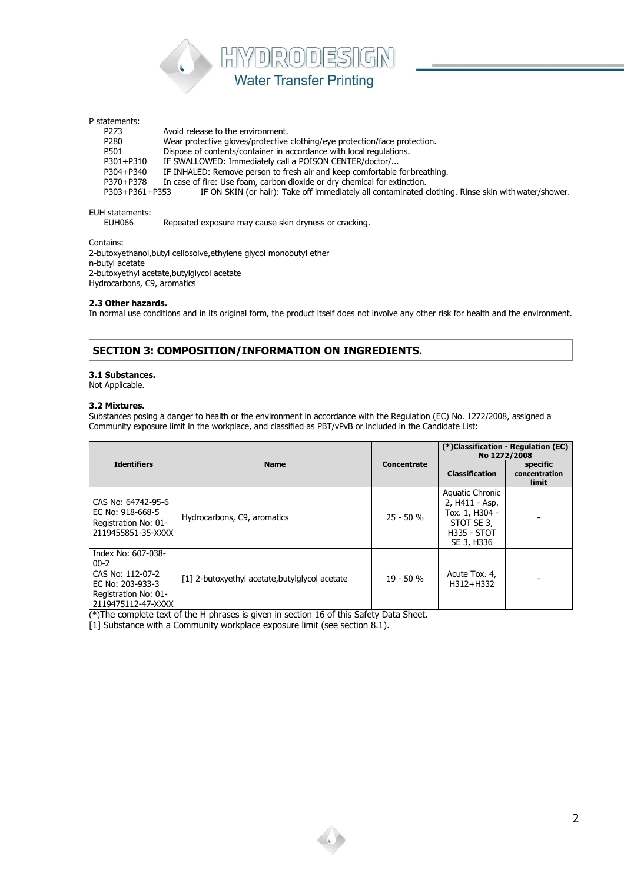P statements:

| | |
|---|---|
| P273 | Avoid release to the environment. |
| P280 | Wear protective gloves/protective clothing/eye protection/face protection. |
| P501 | Dispose of contents/container in accordance with local regulations. |
| P301+P310 | IF SWALLOWED: Immediately call a POISON CENTER/doctor/... |
| P304+P340 | IF INHALED: Remove person to fresh air and keep comfortable for breathing. |
| P370+P378 | In case of fire: Use foam, carbon dioxide or dry chemical for extinction. |
| P303+P361+P353 | IF ON SKIN (or hair): Take off immediately all contaminated clothing. Rinse skin with water/shower. |

EUH statements:

| | |
|---|---|
| EUH066 | Repeated exposure may cause skin dryness or cracking. |

Contains:
2-butoxyethanol,butyl cellosolve,ethylene glycol monobutyl ether
n-butyl acetate
2-butoxyethyl acetate,butylglycol acetate
Hydrocarbons, C9, aromatics

**2.3 Other hazards.**
In normal use conditions and in its original form, the product itself does not involve any other risk for health and the environment.

## SECTION 3: COMPOSITION/INFORMATION ON INGREDIENTS.

**3.1 Substances.**
Not Applicable.

**3.2 Mixtures.**
Substances posing a danger to health or the environment in accordance with the Regulation (EC) No. 1272/2008, assigned a Community exposure limit in the workplace, and classified as PBT/vPvB or included in the Candidate List:

| Identifiers | Name | Concentrate | (*)Classification - Regulation (EC) No 1272/2008 | |
|---|---|---|---|---|
| | | | Classification | specific concentration limit |
| CAS No: 64742-95-6<br>EC No: 918-668-5<br>Registration No: 01-2119455851-35-XXXX | Hydrocarbons, C9, aromatics | 25 - 50 % | Aquatic Chronic 2, H411 - Asp. Tox. 1, H304 - STOT SE 3, H335 - STOT SE 3, H336 | - |
| Index No: 607-038-00-2<br>CAS No: 112-07-2<br>EC No: 203-933-3<br>Registration No: 01-2119475112-47-XXXX | [1] 2-butoxyethyl acetate,butylglycol acetate | 19 - 50 % | Acute Tox. 4, H312+H332 | - |

(*)The complete text of the H phrases is given in section 16 of this Safety Data Sheet.
[1] Substance with a Community workplace exposure limit (see section 8.1).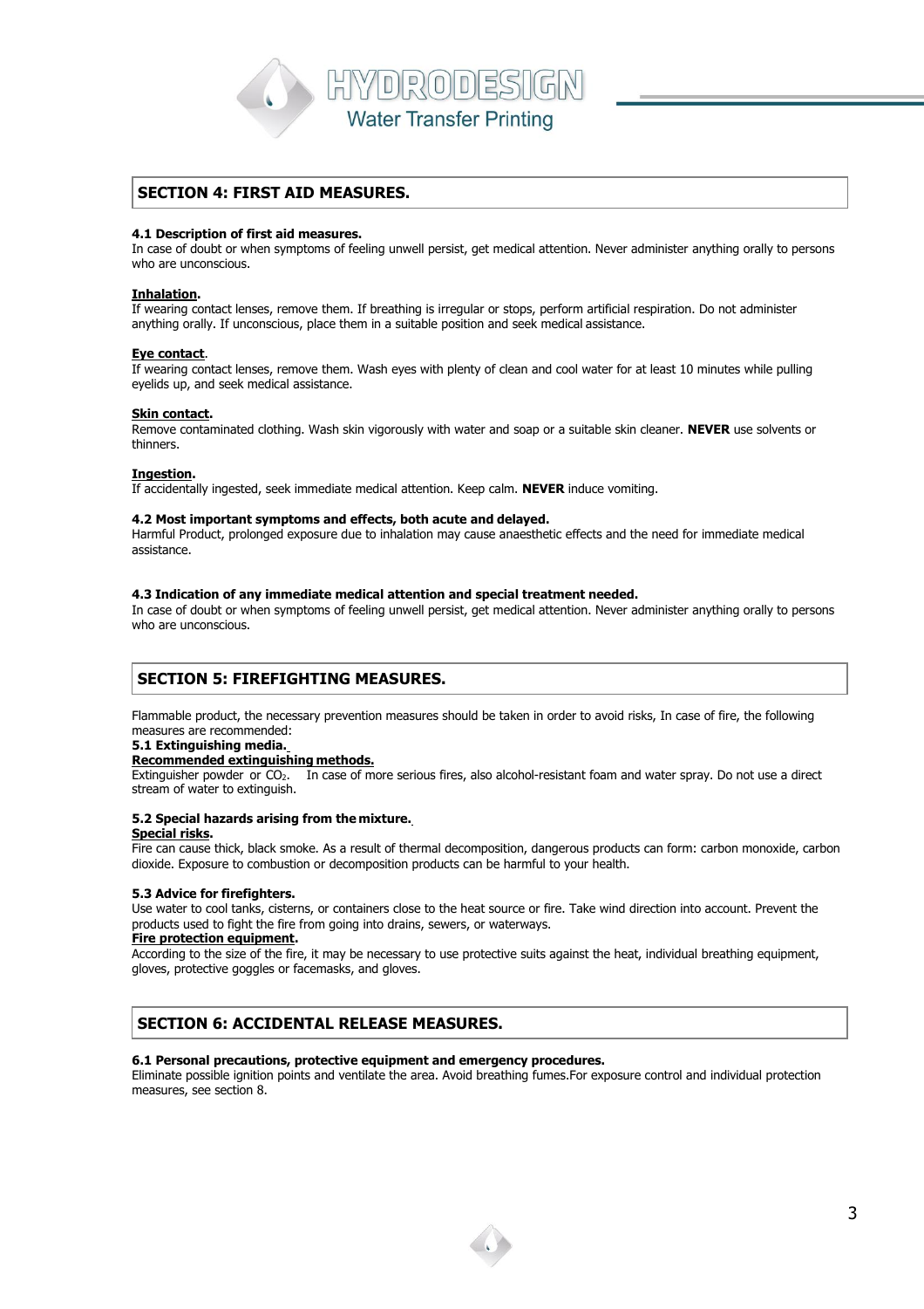## SECTION 4: FIRST AID MEASURES.

**4.1 Description of first aid measures.**
In case of doubt or when symptoms of feeling unwell persist, get medical attention. Never administer anything orally to persons who are unconscious.

**Inhalation.**
If wearing contact lenses, remove them. If breathing is irregular or stops, perform artificial respiration. Do not administer anything orally. If unconscious, place them in a suitable position and seek medical assistance.

**Eye contact.**
If wearing contact lenses, remove them. Wash eyes with plenty of clean and cool water for at least 10 minutes while pulling eyelids up, and seek medical assistance.

**Skin contact.**
Remove contaminated clothing. Wash skin vigorously with water and soap or a suitable skin cleaner. **NEVER** use solvents or thinners.

**Ingestion.**
If accidentally ingested, seek immediate medical attention. Keep calm. **NEVER** induce vomiting.

**4.2 Most important symptoms and effects, both acute and delayed.**
Harmful Product, prolonged exposure due to inhalation may cause anaesthetic effects and the need for immediate medical assistance.

**4.3 Indication of any immediate medical attention and special treatment needed.**
In case of doubt or when symptoms of feeling unwell persist, get medical attention. Never administer anything orally to persons who are unconscious.

## SECTION 5: FIREFIGHTING MEASURES.

Flammable product, the necessary prevention measures should be taken in order to avoid risks, In case of fire, the following measures are recommended:

**5.1 Extinguishing media.**
**Recommended extinguishing methods.**
Extinguisher powder or $CO_2$. In case of more serious fires, also alcohol-resistant foam and water spray. Do not use a direct stream of water to extinguish.

**5.2 Special hazards arising from the mixture.**
**Special risks.**
Fire can cause thick, black smoke. As a result of thermal decomposition, dangerous products can form: carbon monoxide, carbon dioxide. Exposure to combustion or decomposition products can be harmful to your health.

**5.3 Advice for firefighters.**
Use water to cool tanks, cisterns, or containers close to the heat source or fire. Take wind direction into account. Prevent the products used to fight the fire from going into drains, sewers, or waterways.
**Fire protection equipment.**
According to the size of the fire, it may be necessary to use protective suits against the heat, individual breathing equipment, gloves, protective goggles or facemasks, and gloves.

## SECTION 6: ACCIDENTAL RELEASE MEASURES.

**6.1 Personal precautions, protective equipment and emergency procedures.**
Eliminate possible ignition points and ventilate the area. Avoid breathing fumes.For exposure control and individual protection measures, see section 8.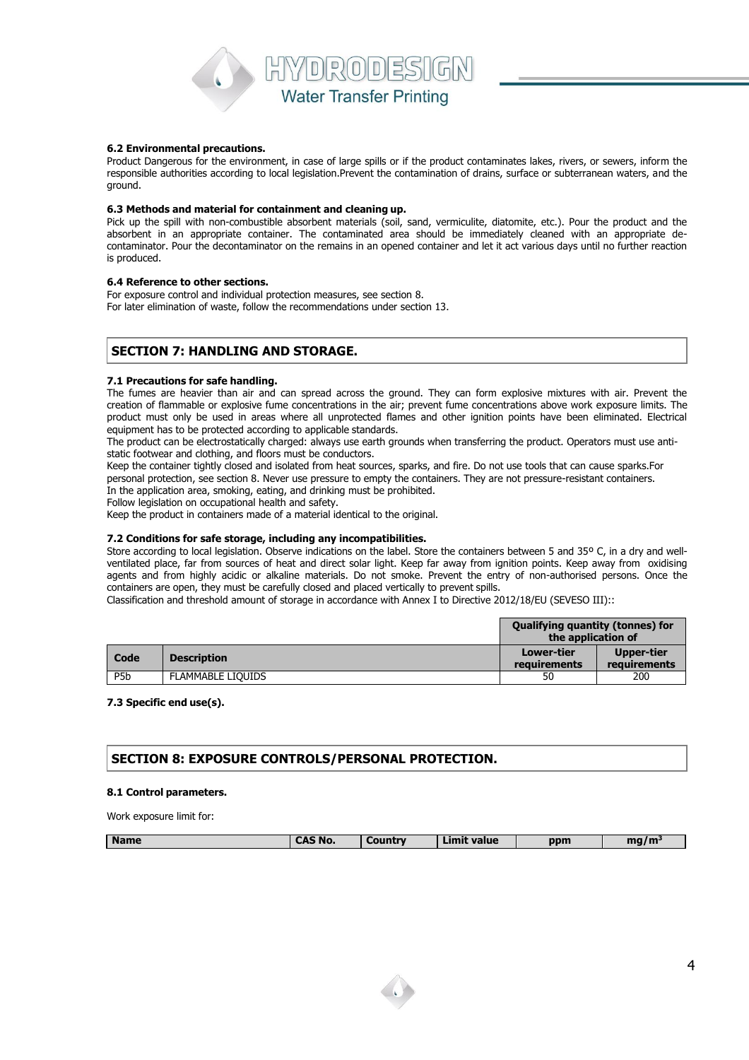### 6.2 Environmental precautions.

Product Dangerous for the environment, in case of large spills or if the product contaminates lakes, rivers, or sewers, inform the responsible authorities according to local legislation.Prevent the contamination of drains, surface or subterranean waters, and the ground.

### 6.3 Methods and material for containment and cleaning up.

Pick up the spill with non-combustible absorbent materials (soil, sand, vermiculite, diatomite, etc.). Pour the product and the absorbent in an appropriate container. The contaminated area should be immediately cleaned with an appropriate de-contaminator. Pour the decontaminator on the remains in an opened container and let it act various days until no further reaction is produced.

### 6.4 Reference to other sections.

For exposure control and individual protection measures, see section 8.
For later elimination of waste, follow the recommendations under section 13.

## SECTION 7: HANDLING AND STORAGE.

### 7.1 Precautions for safe handling.

The fumes are heavier than air and can spread across the ground. They can form explosive mixtures with air. Prevent the creation of flammable or explosive fume concentrations in the air; prevent fume concentrations above work exposure limits. The product must only be used in areas where all unprotected flames and other ignition points have been eliminated. Electrical equipment has to be protected according to applicable standards.
The product can be electrostatically charged: always use earth grounds when transferring the product. Operators must use anti-static footwear and clothing, and floors must be conductors.
Keep the container tightly closed and isolated from heat sources, sparks, and fire. Do not use tools that can cause sparks.For personal protection, see section 8. Never use pressure to empty the containers. They are not pressure-resistant containers.
In the application area, smoking, eating, and drinking must be prohibited.
Follow legislation on occupational health and safety.
Keep the product in containers made of a material identical to the original.

### 7.2 Conditions for safe storage, including any incompatibilities.

Store according to local legislation. Observe indications on the label. Store the containers between 5 and 35º C, in a dry and well-ventilated place, far from sources of heat and direct solar light. Keep far away from ignition points. Keep away from oxidising agents and from highly acidic or alkaline materials. Do not smoke. Prevent the entry of non-authorised persons. Once the containers are open, they must be carefully closed and placed vertically to prevent spills.
Classification and threshold amount of storage in accordance with Annex I to Directive 2012/18/EU (SEVESO III)::

| | | Qualifying quantity (tonnes) for the application of | |
|---|---|---|---|
| **Code** | **Description** | **Lower-tier requirements** | **Upper-tier requirements** |
| P5b | FLAMMABLE LIQUIDS | 50 | 200 |

### 7.3 Specific end use(s).

## SECTION 8: EXPOSURE CONTROLS/PERSONAL PROTECTION.

### 8.1 Control parameters.

Work exposure limit for:

| Name | CAS No. | Country | Limit value | ppm | mg/m³ |
|---|---|---|---|---|---|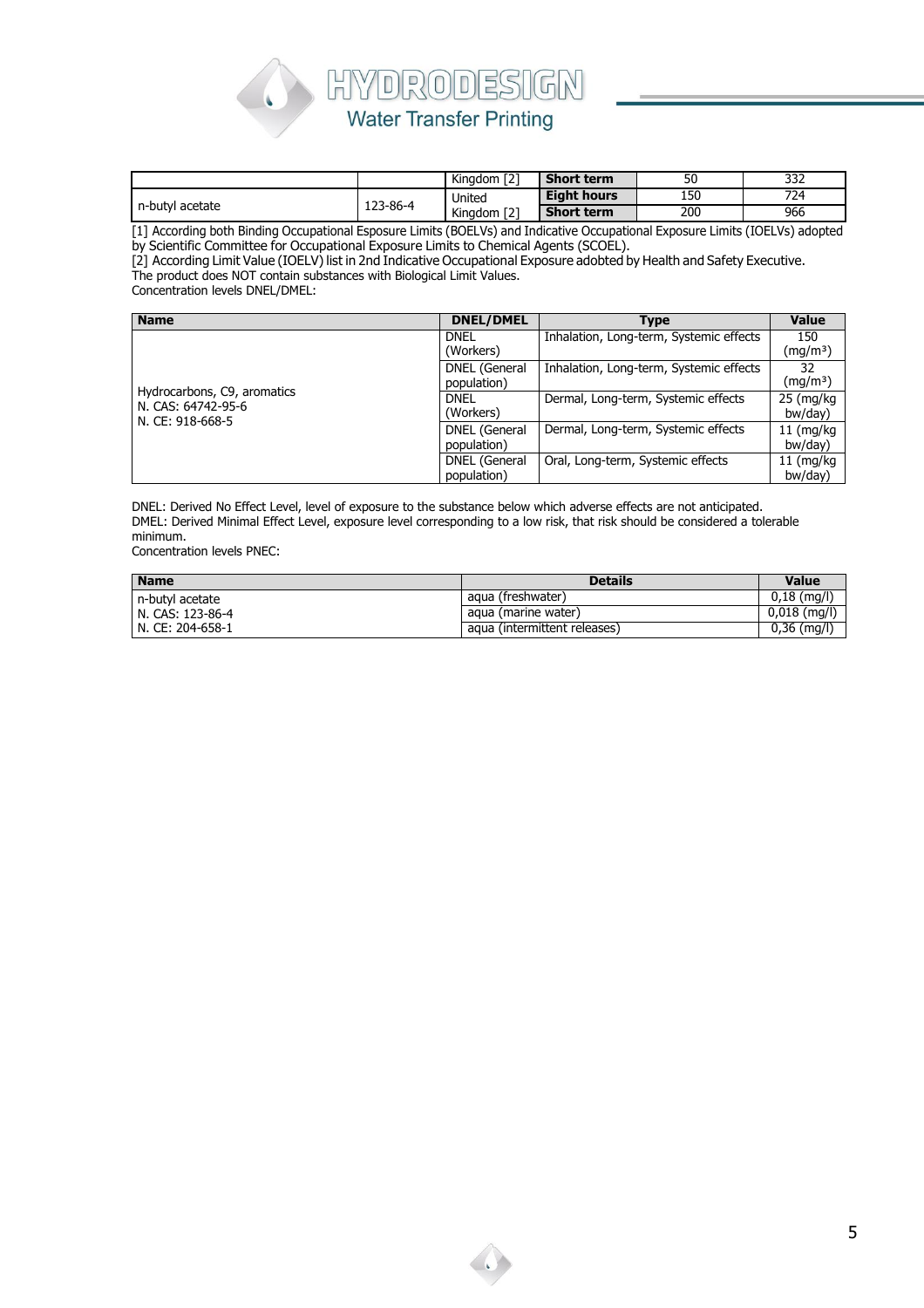| | | Kingdom [2] | **Short term** | 50 | 332 |
|---|---|---|---|---|---|
| n-butyl acetate | 123-86-4 | United Kingdom [2] | **Eight hours** | 150 | 724 |
| | | | **Short term** | 200 | 966 |

[1] According both Binding Occupational Esposure Limits (BOELVs) and Indicative Occupational Exposure Limits (IOELVs) adopted by Scientific Committee for Occupational Exposure Limits to Chemical Agents (SCOEL).
[2] According Limit Value (IOELV) list in 2nd Indicative Occupational Exposure adobted by Health and Safety Executive.
The product does NOT contain substances with Biological Limit Values.
Concentration levels DNEL/DMEL:

| Name | DNEL/DMEL | Type | Value |
|---|---|---|---|
| Hydrocarbons, C9, aromatics N. CAS: 64742-95-6 N. CE: 918-668-5 | DNEL (Workers) | Inhalation, Long-term, Systemic effects | 150 (mg/m³) |
| | DNEL (General population) | Inhalation, Long-term, Systemic effects | 32 (mg/m³) |
| | DNEL (Workers) | Dermal, Long-term, Systemic effects | 25 (mg/kg bw/day) |
| | DNEL (General population) | Dermal, Long-term, Systemic effects | 11 (mg/kg bw/day) |
| | DNEL (General population) | Oral, Long-term, Systemic effects | 11 (mg/kg bw/day) |

DNEL: Derived No Effect Level, level of exposure to the substance below which adverse effects are not anticipated.
DMEL: Derived Minimal Effect Level, exposure level corresponding to a low risk, that risk should be considered a tolerable minimum.
Concentration levels PNEC:

| Name | Details | Value |
|---|---|---|
| n-butyl acetate N. CAS: 123-86-4 N. CE: 204-658-1 | aqua (freshwater) | 0,18 (mg/l) |
| | aqua (marine water) | 0,018 (mg/l) |
| | aqua (intermittent releases) | 0,36 (mg/l) |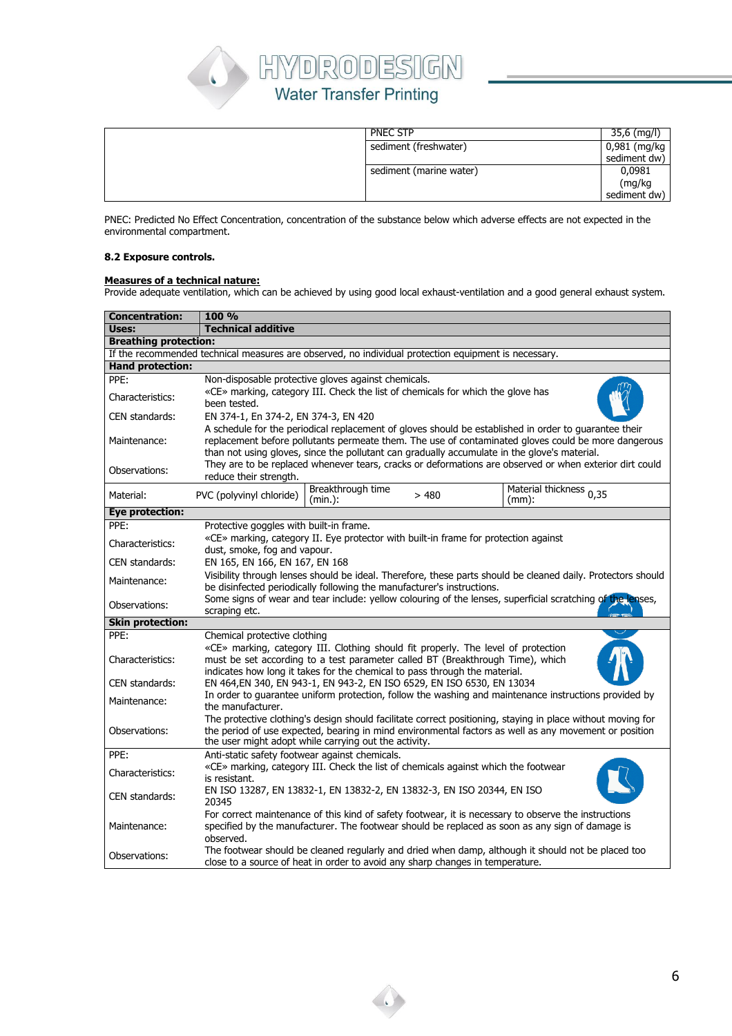| | | |
|---|---|---|
| | PNEC STP | 35,6 (mg/l) |
| | sediment (freshwater) | 0,981 (mg/kg sediment dw) |
| | sediment (marine water) | 0,0981 (mg/kg sediment dw) |

PNEC: Predicted No Effect Concentration, concentration of the substance below which adverse effects are not expected in the environmental compartment.

**8.2 Exposure controls.**

**Measures of a technical nature:**

Provide adequate ventilation, which can be achieved by using good local exhaust-ventilation and a good general exhaust system.

| **Concentration:** | **100 %** | | | | |
|---|---|---|---|---|---|
| **Uses:** | **Technical additive** | | | | |
| **Breathing protection:** | | | | | |
| If the recommended technical measures are observed, no individual protection equipment is necessary. | | | | | |
| **Hand protection:** | | | | | |
| PPE: | Non-disposable protective gloves against chemicals. | | | | |
| Characteristics: | «CE» marking, category III. Check the list of chemicals for which the glove has been tested. | | | | |
| CEN standards: | EN 374-1, En 374-2, EN 374-3, EN 420 | | | | |
| Maintenance: | A schedule for the periodical replacement of gloves should be established in order to guarantee their replacement before pollutants permeate them. The use of contaminated gloves could be more dangerous than not using gloves, since the pollutant can gradually accumulate in the glove's material. | | | | |
| Observations: | They are to be replaced whenever tears, cracks or deformations are observed or when exterior dirt could reduce their strength. | | | | |
| Material: | PVC (polyvinyl chloride) | Breakthrough time (min.): | > 480 | Material thickness (mm): | 0,35 |
| **Eye protection:** | | | | | |
| PPE: | Protective goggles with built-in frame. | | | | |
| Characteristics: | «CE» marking, category II. Eye protector with built-in frame for protection against dust, smoke, fog and vapour. | | | | |
| CEN standards: | EN 165, EN 166, EN 167, EN 168 | | | | |
| Maintenance: | Visibility through lenses should be ideal. Therefore, these parts should be cleaned daily. Protectors should be disinfected periodically following the manufacturer's instructions. | | | | |
| Observations: | Some signs of wear and tear include: yellow colouring of the lenses, superficial scratching of the lenses, scraping etc. | | | | |
| **Skin protection:** | | | | | |
| PPE: | Chemical protective clothing | | | | |
| Characteristics: | «CE» marking, category III. Clothing should fit properly. The level of protection must be set according to a test parameter called BT (Breakthrough Time), which indicates how long it takes for the chemical to pass through the material. | | | | |
| CEN standards: | EN 464,EN 340, EN 943-1, EN 943-2, EN ISO 6529, EN ISO 6530, EN 13034 | | | | |
| Maintenance: | In order to guarantee uniform protection, follow the washing and maintenance instructions provided by the manufacturer. | | | | |
| Observations: | The protective clothing's design should facilitate correct positioning, staying in place without moving for the period of use expected, bearing in mind environmental factors as well as any movement or position the user might adopt while carrying out the activity. | | | | |
| PPE: | Anti-static safety footwear against chemicals. | | | | |
| Characteristics: | «CE» marking, category III. Check the list of chemicals against which the footwear is resistant. | | | | |
| CEN standards: | EN ISO 13287, EN 13832-1, EN 13832-2, EN 13832-3, EN ISO 20344, EN ISO 20345 | | | | |
| Maintenance: | For correct maintenance of this kind of safety footwear, it is necessary to observe the instructions specified by the manufacturer. The footwear should be replaced as soon as any sign of damage is observed. | | | | |
| Observations: | The footwear should be cleaned regularly and dried when damp, although it should not be placed too close to a source of heat in order to avoid any sharp changes in temperature. | | | | |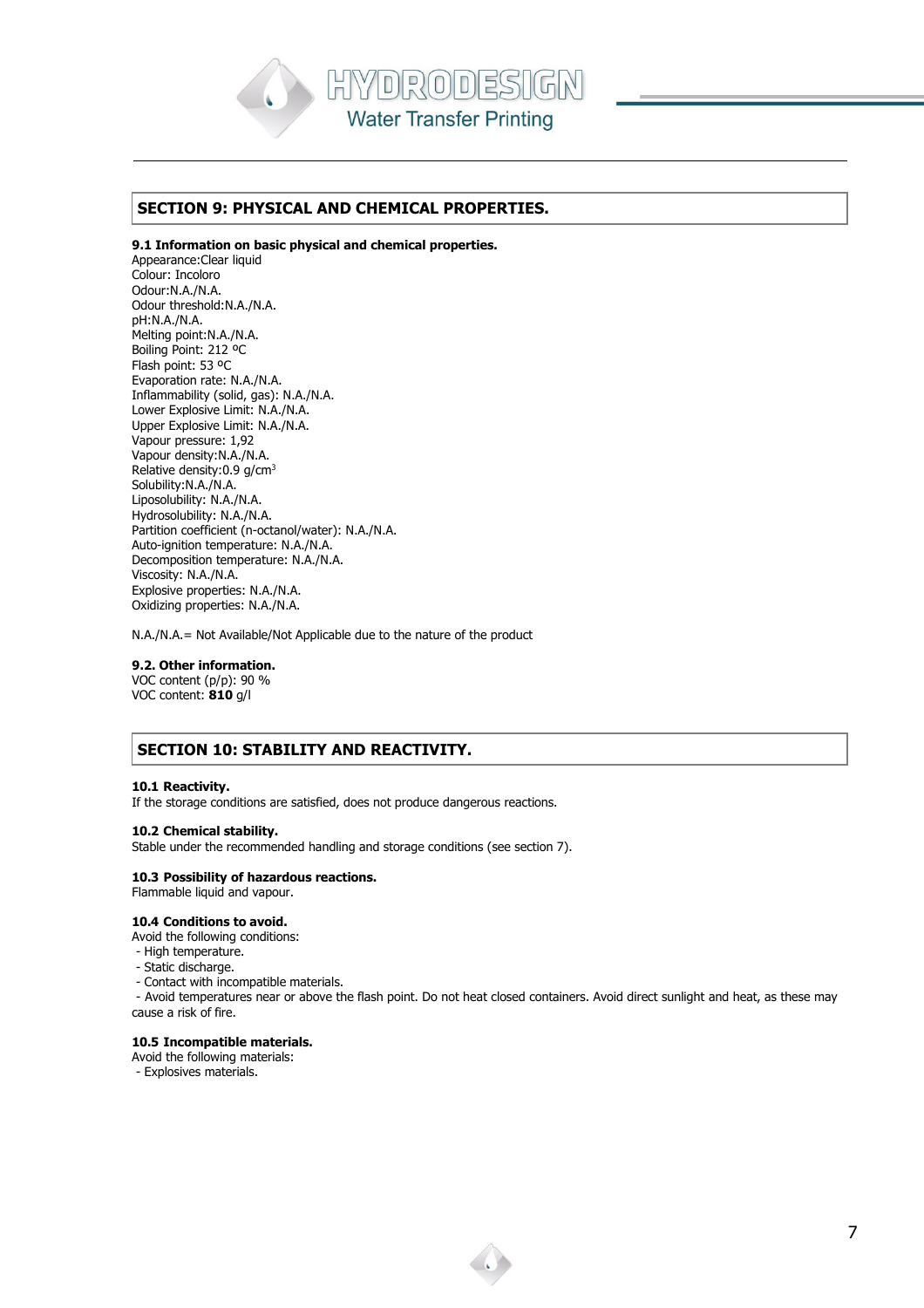## SECTION 9: PHYSICAL AND CHEMICAL PROPERTIES.

**9.1 Information on basic physical and chemical properties.**

Appearance:Clear liquid
Colour: Incoloro
Odour:N.A./N.A.
Odour threshold:N.A./N.A.
pH:N.A./N.A.
Melting point:N.A./N.A.
Boiling Point: 212 ºC
Flash point: 53 ºC
Evaporation rate: N.A./N.A.
Inflammability (solid, gas): N.A./N.A.
Lower Explosive Limit: N.A./N.A.
Upper Explosive Limit: N.A./N.A.
Vapour pressure: 1,92
Vapour density:N.A./N.A.
Relative density:0.9 g/cm$^3$
Solubility:N.A./N.A.
Liposolubility: N.A./N.A.
Hydrosolubility: N.A./N.A.
Partition coefficient (n-octanol/water): N.A./N.A.
Auto-ignition temperature: N.A./N.A.
Decomposition temperature: N.A./N.A.
Viscosity: N.A./N.A.
Explosive properties: N.A./N.A.
Oxidizing properties: N.A./N.A.

N.A./N.A.= Not Available/Not Applicable due to the nature of the product

**9.2. Other information.**

VOC content (p/p): 90 %
VOC content: **810** g/l

## SECTION 10: STABILITY AND REACTIVITY.

**10.1 Reactivity.**

If the storage conditions are satisfied, does not produce dangerous reactions.

**10.2 Chemical stability.**

Stable under the recommended handling and storage conditions (see section 7).

**10.3 Possibility of hazardous reactions.**

Flammable liquid and vapour.

**10.4 Conditions to avoid.**

Avoid the following conditions:

- High temperature.
- Static discharge.
- Contact with incompatible materials.
- Avoid temperatures near or above the flash point. Do not heat closed containers. Avoid direct sunlight and heat, as these may cause a risk of fire.

**10.5 Incompatible materials.**

Avoid the following materials:

- Explosives materials.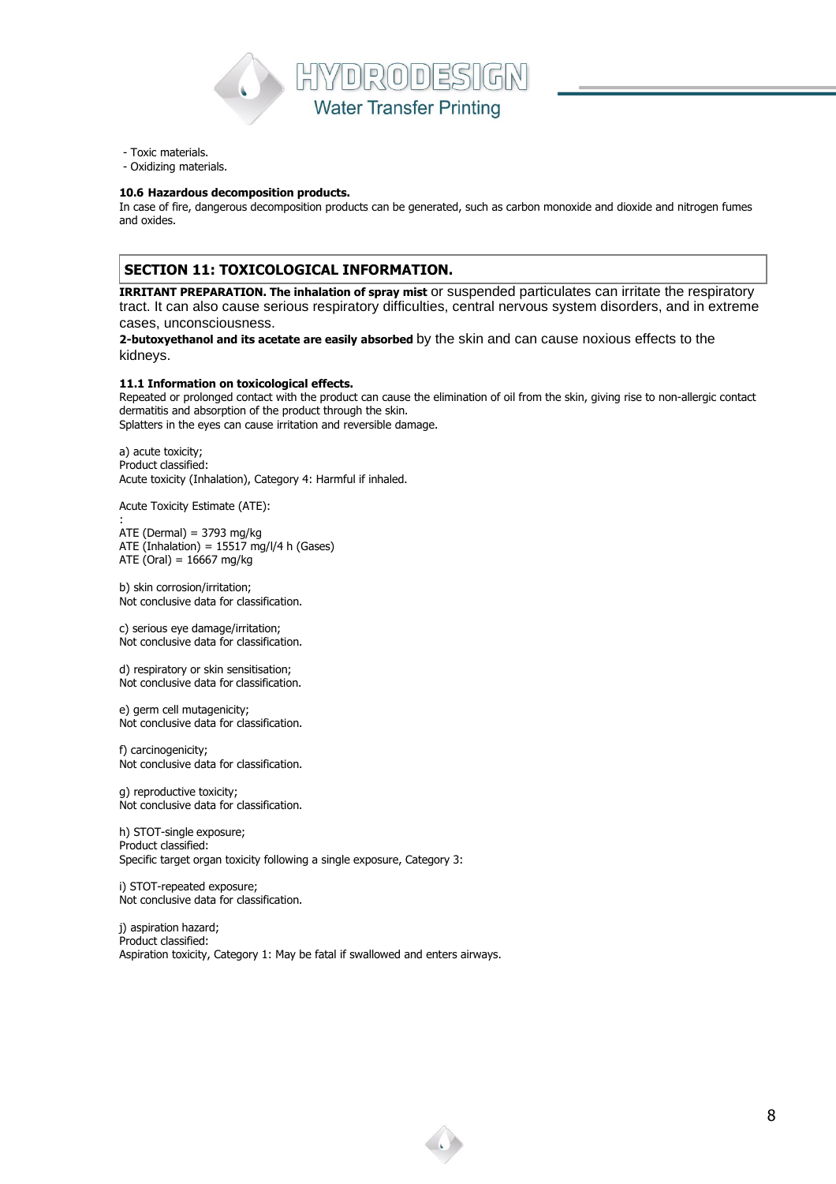- Toxic materials.
- Oxidizing materials.

**10.6 Hazardous decomposition products.**
In case of fire, dangerous decomposition products can be generated, such as carbon monoxide and dioxide and nitrogen fumes and oxides.

## SECTION 11: TOXICOLOGICAL INFORMATION.

**IRRITANT PREPARATION. The inhalation of spray mist** or suspended particulates can irritate the respiratory tract. It can also cause serious respiratory difficulties, central nervous system disorders, and in extreme cases, unconsciousness.
**2-butoxyethanol and its acetate are easily absorbed** by the skin and can cause noxious effects to the kidneys.

**11.1 Information on toxicological effects.**
Repeated or prolonged contact with the product can cause the elimination of oil from the skin, giving rise to non-allergic contact dermatitis and absorption of the product through the skin.
Splatters in the eyes can cause irritation and reversible damage.

a) acute toxicity;
Product classified:
Acute toxicity (Inhalation), Category 4: Harmful if inhaled.

Acute Toxicity Estimate (ATE):
:
ATE (Dermal) = 3793 mg/kg
ATE (Inhalation) = 15517 mg/l/4 h (Gases)
ATE (Oral) = 16667 mg/kg

b) skin corrosion/irritation;
Not conclusive data for classification.

c) serious eye damage/irritation;
Not conclusive data for classification.

d) respiratory or skin sensitisation;
Not conclusive data for classification.

e) germ cell mutagenicity;
Not conclusive data for classification.

f) carcinogenicity;
Not conclusive data for classification.

g) reproductive toxicity;
Not conclusive data for classification.

h) STOT-single exposure;
Product classified:
Specific target organ toxicity following a single exposure, Category 3:

i) STOT-repeated exposure;
Not conclusive data for classification.

j) aspiration hazard;
Product classified:
Aspiration toxicity, Category 1: May be fatal if swallowed and enters airways.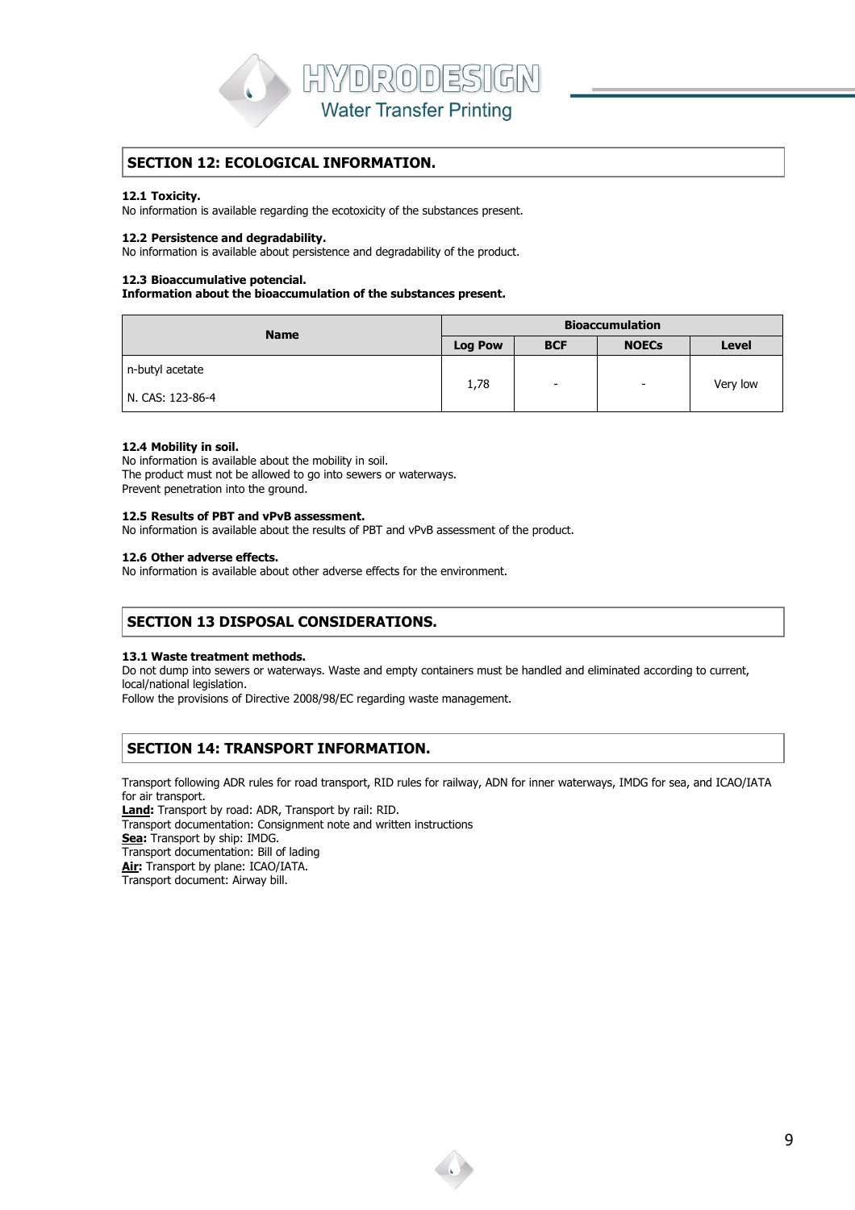## SECTION 12: ECOLOGICAL INFORMATION.

**12.1 Toxicity.**
No information is available regarding the ecotoxicity of the substances present.

**12.2 Persistence and degradability.**
No information is available about persistence and degradability of the product.

**12.3 Bioaccumulative potencial.**
**Information about the bioaccumulation of the substances present.**

| Name | Bioaccumulation | | | |
|---|---|---|---|---|
| | Log Pow | BCF | NOECs | Level |
| n-butyl acetate<br><br>N. CAS: 123-86-4 | 1,78 | - | - | Very low |

**12.4 Mobility in soil.**
No information is available about the mobility in soil.
The product must not be allowed to go into sewers or waterways.
Prevent penetration into the ground.

**12.5 Results of PBT and vPvB assessment.**
No information is available about the results of PBT and vPvB assessment of the product.

**12.6 Other adverse effects.**
No information is available about other adverse effects for the environment.

## SECTION 13 DISPOSAL CONSIDERATIONS.

**13.1 Waste treatment methods.**
Do not dump into sewers or waterways. Waste and empty containers must be handled and eliminated according to current, local/national legislation.
Follow the provisions of Directive 2008/98/EC regarding waste management.

## SECTION 14: TRANSPORT INFORMATION.

Transport following ADR rules for road transport, RID rules for railway, ADN for inner waterways, IMDG for sea, and ICAO/IATA for air transport.
**Land:** Transport by road: ADR, Transport by rail: RID.
Transport documentation: Consignment note and written instructions
**Sea:** Transport by ship: IMDG.
Transport documentation: Bill of lading
**Air:** Transport by plane: ICAO/IATA.
Transport document: Airway bill.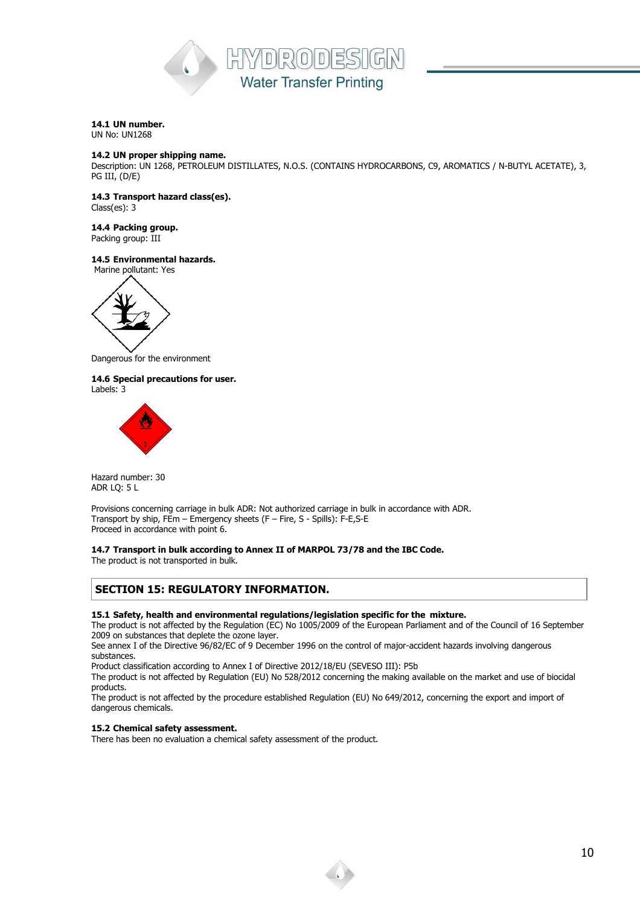**14.1 UN number.**
UN No: UN1268

**14.2 UN proper shipping name.**
Description: UN 1268, PETROLEUM DISTILLATES, N.O.S. (CONTAINS HYDROCARBONS, C9, AROMATICS / N-BUTYL ACETATE), 3, PG III, (D/E)

**14.3 Transport hazard class(es).**
Class(es): 3

**14.4 Packing group.**
Packing group: III

**14.5 Environmental hazards.**
Marine pollutant: Yes

Dangerous for the environment

**14.6 Special precautions for user.**
Labels: 3

Hazard number: 30
ADR LQ: 5 L

Provisions concerning carriage in bulk ADR: Not authorized carriage in bulk in accordance with ADR.
Transport by ship, FEm – Emergency sheets (F – Fire, S - Spills): F-E,S-E
Proceed in accordance with point 6.

**14.7 Transport in bulk according to Annex II of MARPOL 73/78 and the IBC Code.**
The product is not transported in bulk.

## SECTION 15: REGULATORY INFORMATION.

**15.1 Safety, health and environmental regulations/legislation specific for the mixture.**
The product is not affected by the Regulation (EC) No 1005/2009 of the European Parliament and of the Council of 16 September 2009 on substances that deplete the ozone layer.
See annex I of the Directive 96/82/EC of 9 December 1996 on the control of major-accident hazards involving dangerous substances.
Product classification according to Annex I of Directive 2012/18/EU (SEVESO III): P5b
The product is not affected by Regulation (EU) No 528/2012 concerning the making available on the market and use of biocidal products.
The product is not affected by the procedure established Regulation (EU) No 649/2012, concerning the export and import of dangerous chemicals.

**15.2 Chemical safety assessment.**
There has been no evaluation a chemical safety assessment of the product.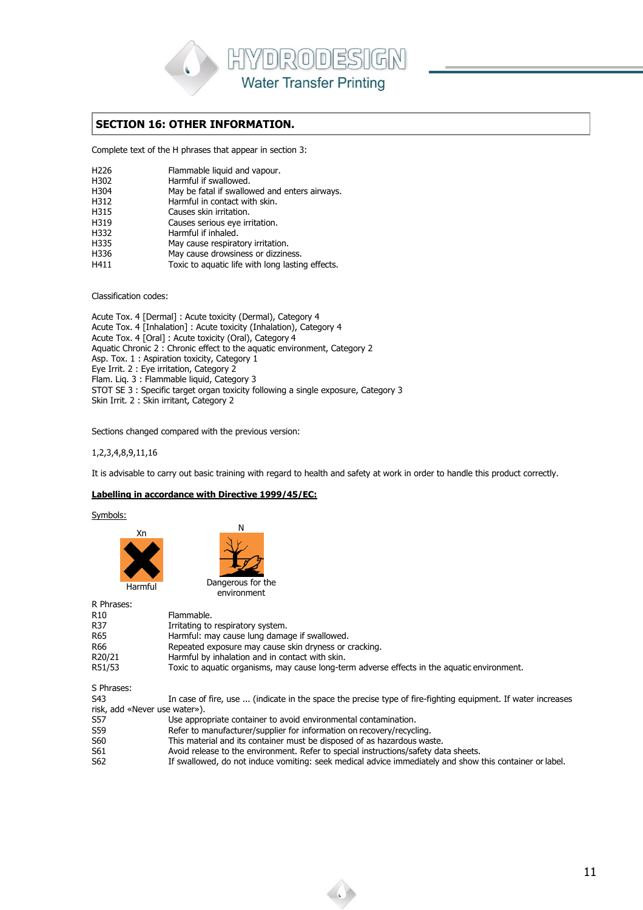## SECTION 16: OTHER INFORMATION.

Complete text of the H phrases that appear in section 3:

| | |
|---|---|
| H226 | Flammable liquid and vapour. |
| H302 | Harmful if swallowed. |
| H304 | May be fatal if swallowed and enters airways. |
| H312 | Harmful in contact with skin. |
| H315 | Causes skin irritation. |
| H319 | Causes serious eye irritation. |
| H332 | Harmful if inhaled. |
| H335 | May cause respiratory irritation. |
| H336 | May cause drowsiness or dizziness. |
| H411 | Toxic to aquatic life with long lasting effects. |

Classification codes:

Acute Tox. 4 [Dermal] : Acute toxicity (Dermal), Category 4
Acute Tox. 4 [Inhalation] : Acute toxicity (Inhalation), Category 4
Acute Tox. 4 [Oral] : Acute toxicity (Oral), Category 4
Aquatic Chronic 2 : Chronic effect to the aquatic environment, Category 2
Asp. Tox. 1 : Aspiration toxicity, Category 1
Eye Irrit. 2 : Eye irritation, Category 2
Flam. Liq. 3 : Flammable liquid, Category 3
STOT SE 3 : Specific target organ toxicity following a single exposure, Category 3
Skin Irrit. 2 : Skin irritant, Category 2

Sections changed compared with the previous version:

1,2,3,4,8,9,11,16

It is advisable to carry out basic training with regard to health and safety at work in order to handle this product correctly.

**Labelling in accordance with Directive 1999/45/EC:**

Symbols:

Xn — Harmful

N — Dangerous for the environment

R Phrases:

| | |
|---|---|
| R10 | Flammable. |
| R37 | Irritating to respiratory system. |
| R65 | Harmful: may cause lung damage if swallowed. |
| R66 | Repeated exposure may cause skin dryness or cracking. |
| R20/21 | Harmful by inhalation and in contact with skin. |
| R51/53 | Toxic to aquatic organisms, may cause long-term adverse effects in the aquatic environment. |

S Phrases:

| | |
|---|---|
| S43 | In case of fire, use ... (indicate in the space the precise type of fire-fighting equipment. If water increases risk, add «Never use water»). |
| S57 | Use appropriate container to avoid environmental contamination. |
| S59 | Refer to manufacturer/supplier for information on recovery/recycling. |
| S60 | This material and its container must be disposed of as hazardous waste. |
| S61 | Avoid release to the environment. Refer to special instructions/safety data sheets. |
| S62 | If swallowed, do not induce vomiting: seek medical advice immediately and show this container or label. |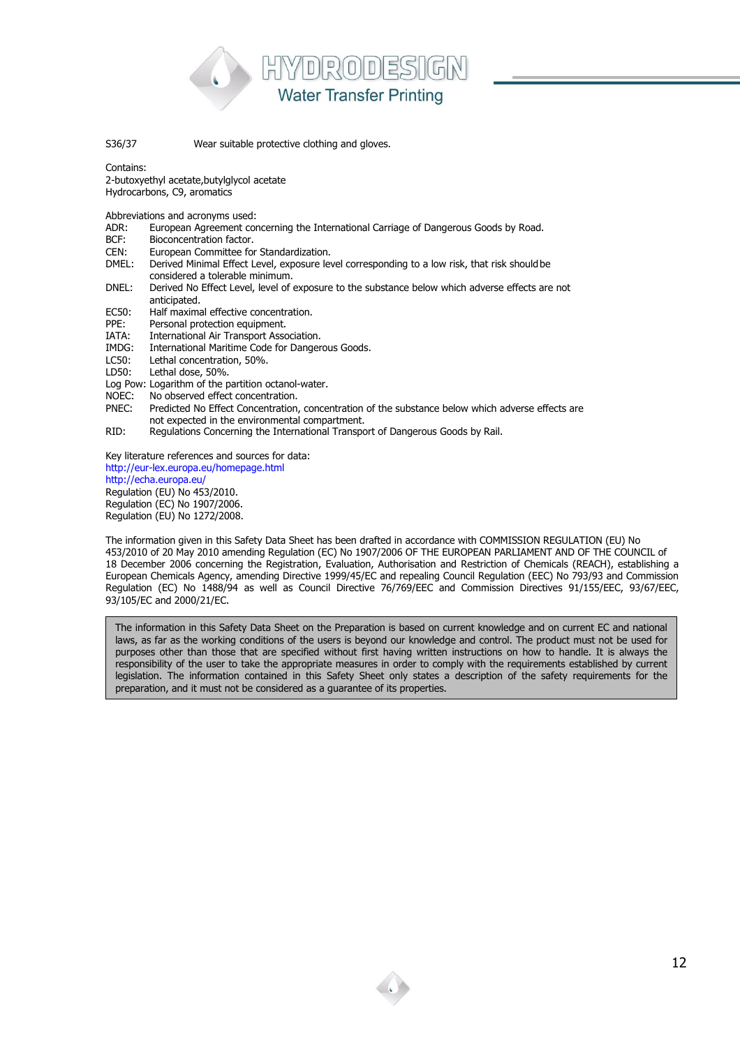S36/37 Wear suitable protective clothing and gloves.

Contains:
2-butoxyethyl acetate,butylglycol acetate
Hydrocarbons, C9, aromatics

Abbreviations and acronyms used:

ADR: European Agreement concerning the International Carriage of Dangerous Goods by Road.
BCF: Bioconcentration factor.
CEN: European Committee for Standardization.
DMEL: Derived Minimal Effect Level, exposure level corresponding to a low risk, that risk should be considered a tolerable minimum.
DNEL: Derived No Effect Level, level of exposure to the substance below which adverse effects are not anticipated.
EC50: Half maximal effective concentration.
PPE: Personal protection equipment.
IATA: International Air Transport Association.
IMDG: International Maritime Code for Dangerous Goods.
LC50: Lethal concentration, 50%.
LD50: Lethal dose, 50%.
Log Pow: Logarithm of the partition octanol-water.
NOEC: No observed effect concentration.
PNEC: Predicted No Effect Concentration, concentration of the substance below which adverse effects are not expected in the environmental compartment.
RID: Regulations Concerning the International Transport of Dangerous Goods by Rail.

Key literature references and sources for data:
http://eur-lex.europa.eu/homepage.html
http://echa.europa.eu/
Regulation (EU) No 453/2010.
Regulation (EC) No 1907/2006.
Regulation (EU) No 1272/2008.

The information given in this Safety Data Sheet has been drafted in accordance with COMMISSION REGULATION (EU) No 453/2010 of 20 May 2010 amending Regulation (EC) No 1907/2006 OF THE EUROPEAN PARLIAMENT AND OF THE COUNCIL of 18 December 2006 concerning the Registration, Evaluation, Authorisation and Restriction of Chemicals (REACH), establishing a European Chemicals Agency, amending Directive 1999/45/EC and repealing Council Regulation (EEC) No 793/93 and Commission Regulation (EC) No 1488/94 as well as Council Directive 76/769/EEC and Commission Directives 91/155/EEC, 93/67/EEC, 93/105/EC and 2000/21/EC.

The information in this Safety Data Sheet on the Preparation is based on current knowledge and on current EC and national laws, as far as the working conditions of the users is beyond our knowledge and control. The product must not be used for purposes other than those that are specified without first having written instructions on how to handle. It is always the responsibility of the user to take the appropriate measures in order to comply with the requirements established by current legislation. The information contained in this Safety Sheet only states a description of the safety requirements for the preparation, and it must not be considered as a guarantee of its properties.